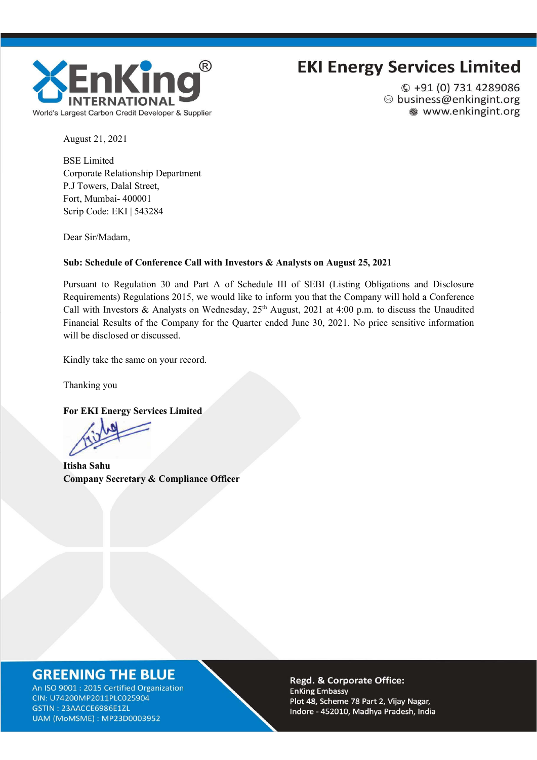**EKI Energy Services Limited**

+91 (0) 731 4289086
business@enkingint.org
www.enkingint.org

EnKing INTERNATIONAL
World's Largest Carbon Credit Developer & Supplier

August 21, 2021

BSE Limited
Corporate Relationship Department
P.J Towers, Dalal Street,
Fort, Mumbai- 400001
Scrip Code: EKI | 543284

Dear Sir/Madam,

**Sub: Schedule of Conference Call with Investors & Analysts on August 25, 2021**

Pursuant to Regulation 30 and Part A of Schedule III of SEBI (Listing Obligations and Disclosure Requirements) Regulations 2015, we would like to inform you that the Company will hold a Conference Call with Investors & Analysts on Wednesday, 25th August, 2021 at 4:00 p.m. to discuss the Unaudited Financial Results of the Company for the Quarter ended June 30, 2021. No price sensitive information will be disclosed or discussed.

Kindly take the same on your record.

Thanking you

**For EKI Energy Services Limited**

**Itisha Sahu**
**Company Secretary & Compliance Officer**

**GREENING THE BLUE**
An ISO 9001 : 2015 Certified Organization
CIN: U74200MP2011PLC025904
GSTIN : 23AACCE6986E1ZL
UAM (MoMSME) : MP23D0003952

**Regd. & Corporate Office:**
EnKing Embassy
Plot 48, Scheme 78 Part 2, Vijay Nagar,
Indore - 452010, Madhya Pradesh, India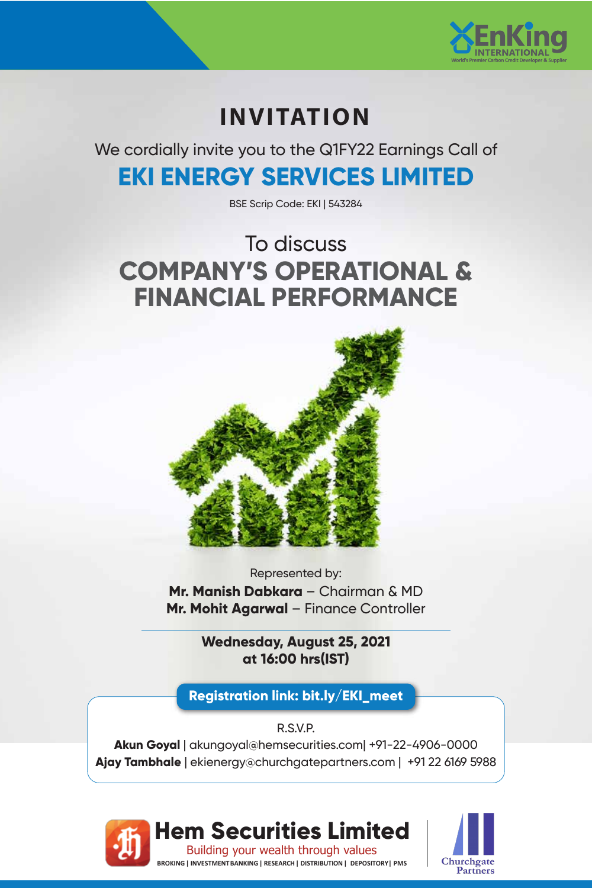EnKing INTERNATIONAL
World's Premier Carbon Credit Developer & Supplier

# INVITATION

We cordially invite you to the Q1FY22 Earnings Call of

## EKI ENERGY SERVICES LIMITED

BSE Scrip Code: EKI | 543284

To discuss

## COMPANY'S OPERATIONAL & FINANCIAL PERFORMANCE

Represented by:

**Mr. Manish Dabkara** – Chairman & MD
**Mr. Mohit Agarwal** – Finance Controller

**Wednesday, August 25, 2021**
**at 16:00 hrs(IST)**

**Registration link: bit.ly/EKI_meet**

R.S.V.P.

**Akun Goyal** | akungoyal@hemsecurities.com| +91-22-4906-0000
**Ajay Tambhale** | ekienergy@churchgatepartners.com | +91 22 6169 5988

**Hem Securities Limited**
Building your wealth through values
BROKING | INVESTMENT BANKING | RESEARCH | DISTRIBUTION | DEPOSITORY| PMS

Churchgate Partners